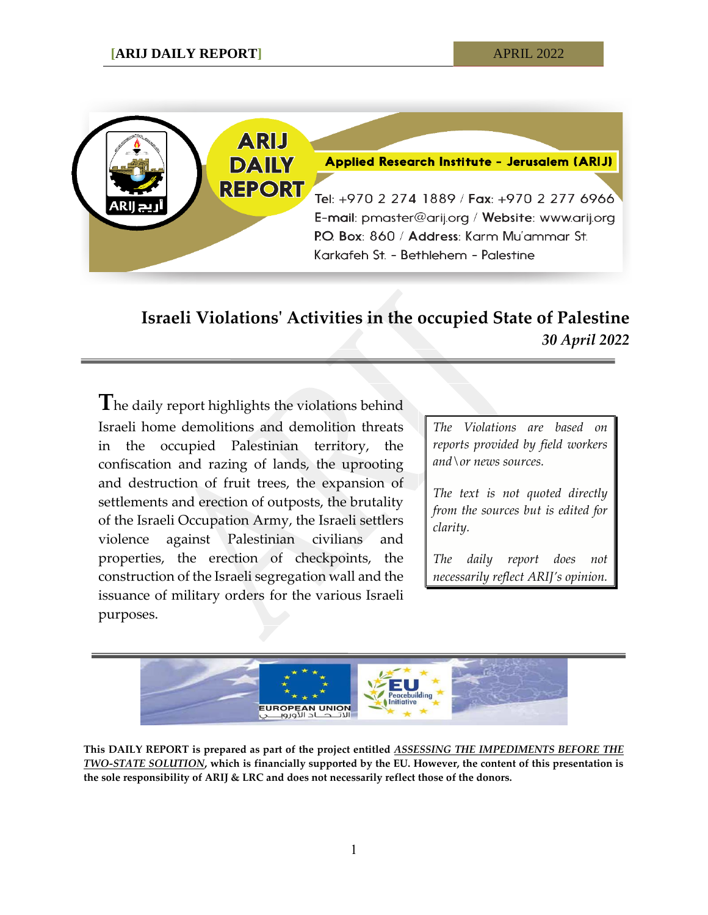ARIJ DAILY REPORT

**Applied Research Institute - Jerusalem (ARIJ)**

Tel: +970 2 274 1889 / Fax: +970 2 277 6966
E-mail: pmaster@arij.org / Website: www.arij.org
P.O. Box: 860 / Address: Karm Mu'ammar St. Karkafeh St. - Bethlehem - Palestine

# Israeli Violations' Activities in the occupied State of Palestine

***30 April 2022***

The daily report highlights the violations behind Israeli home demolitions and demolition threats in the occupied Palestinian territory, the confiscation and razing of lands, the uprooting and destruction of fruit trees, the expansion of settlements and erection of outposts, the brutality of the Israeli Occupation Army, the Israeli settlers violence against Palestinian civilians and properties, the erection of checkpoints, the construction of the Israeli segregation wall and the issuance of military orders for the various Israeli purposes.

*The Violations are based on reports provided by field workers and\or news sources.*

*The text is not quoted directly from the sources but is edited for clarity.*

*The daily report does not necessarily reflect ARIJ's opinion.*

EUROPEAN UNION

EU Peacebuilding Initiative

**This DAILY REPORT is prepared as part of the project entitled *ASSESSING THE IMPEDIMENTS BEFORE THE TWO-STATE SOLUTION*, which is financially supported by the EU. However, the content of this presentation is the sole responsibility of ARIJ & LRC and does not necessarily reflect those of the donors.**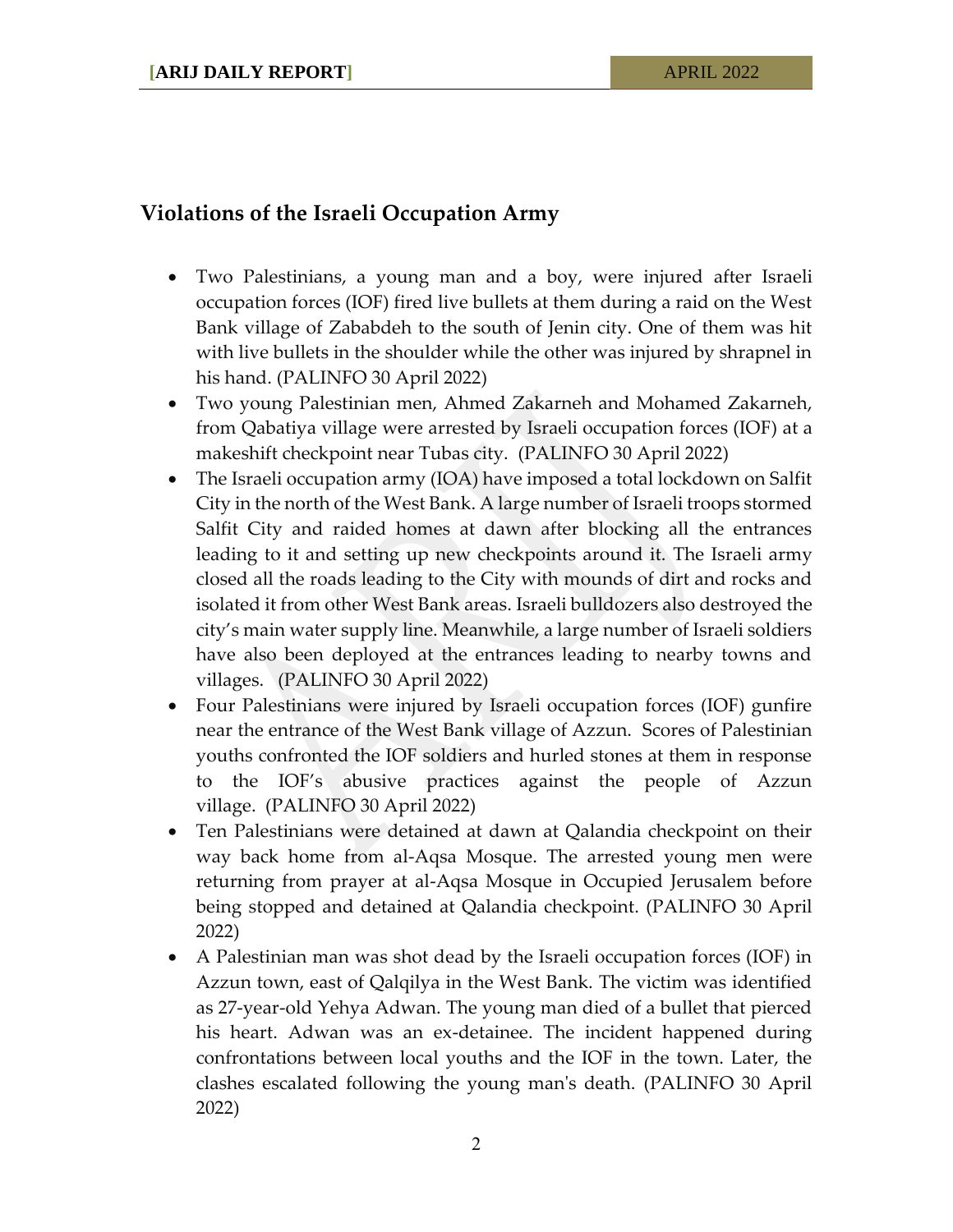## Violations of the Israeli Occupation Army

- Two Palestinians, a young man and a boy, were injured after Israeli occupation forces (IOF) fired live bullets at them during a raid on the West Bank village of Zababdeh to the south of Jenin city. One of them was hit with live bullets in the shoulder while the other was injured by shrapnel in his hand. (PALINFO 30 April 2022)
- Two young Palestinian men, Ahmed Zakarneh and Mohamed Zakarneh, from Qabatiya village were arrested by Israeli occupation forces (IOF) at a makeshift checkpoint near Tubas city. (PALINFO 30 April 2022)
- The Israeli occupation army (IOA) have imposed a total lockdown on Salfit City in the north of the West Bank. A large number of Israeli troops stormed Salfit City and raided homes at dawn after blocking all the entrances leading to it and setting up new checkpoints around it. The Israeli army closed all the roads leading to the City with mounds of dirt and rocks and isolated it from other West Bank areas. Israeli bulldozers also destroyed the city's main water supply line. Meanwhile, a large number of Israeli soldiers have also been deployed at the entrances leading to nearby towns and villages. (PALINFO 30 April 2022)
- Four Palestinians were injured by Israeli occupation forces (IOF) gunfire near the entrance of the West Bank village of Azzun. Scores of Palestinian youths confronted the IOF soldiers and hurled stones at them in response to the IOF's abusive practices against the people of Azzun village. (PALINFO 30 April 2022)
- Ten Palestinians were detained at dawn at Qalandia checkpoint on their way back home from al-Aqsa Mosque. The arrested young men were returning from prayer at al-Aqsa Mosque in Occupied Jerusalem before being stopped and detained at Qalandia checkpoint. (PALINFO 30 April 2022)
- A Palestinian man was shot dead by the Israeli occupation forces (IOF) in Azzun town, east of Qalqilya in the West Bank. The victim was identified as 27-year-old Yehya Adwan. The young man died of a bullet that pierced his heart. Adwan was an ex-detainee. The incident happened during confrontations between local youths and the IOF in the town. Later, the clashes escalated following the young man's death. (PALINFO 30 April 2022)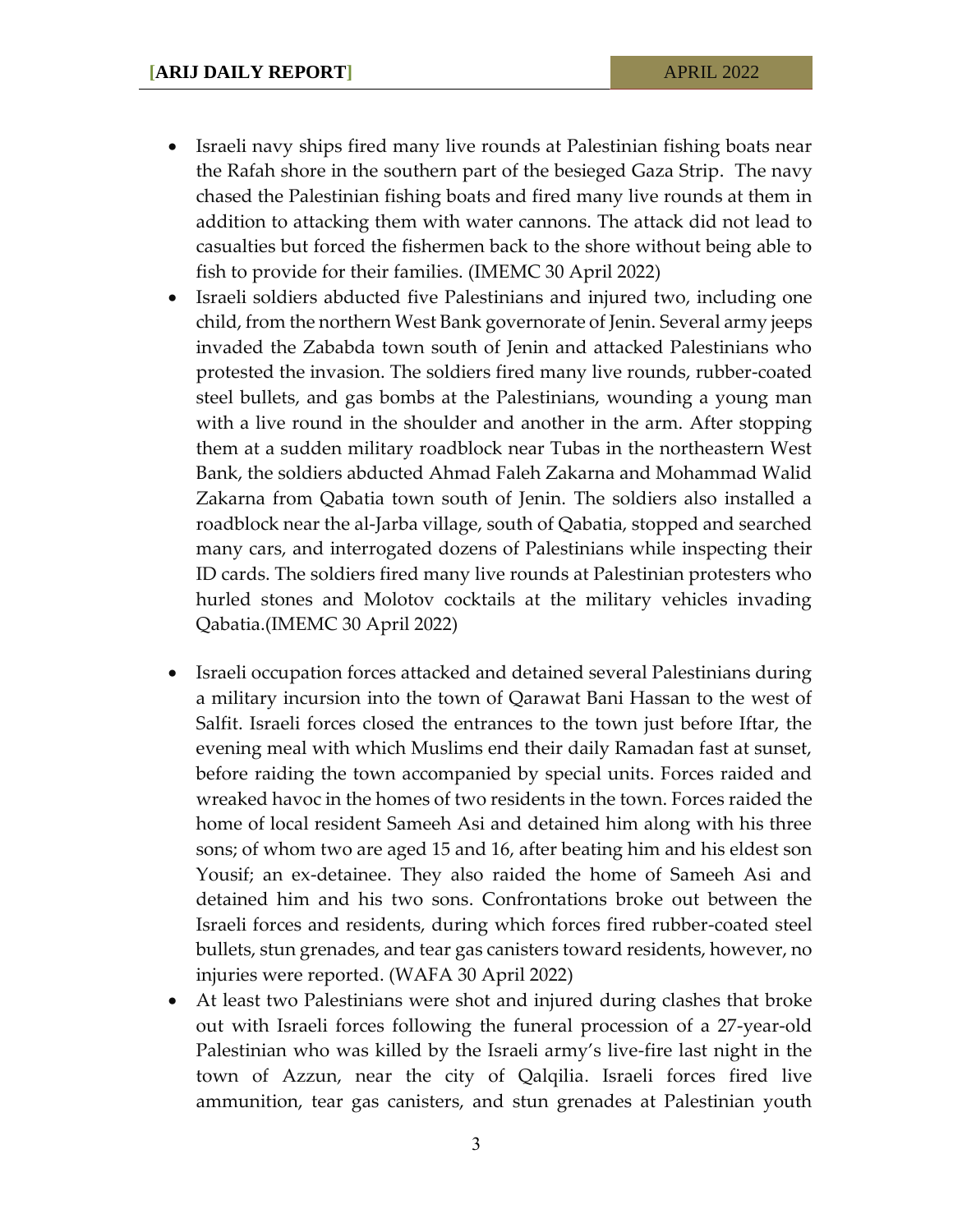- Israeli navy ships fired many live rounds at Palestinian fishing boats near the Rafah shore in the southern part of the besieged Gaza Strip. The navy chased the Palestinian fishing boats and fired many live rounds at them in addition to attacking them with water cannons. The attack did not lead to casualties but forced the fishermen back to the shore without being able to fish to provide for their families. (IMEMC 30 April 2022)
- Israeli soldiers abducted five Palestinians and injured two, including one child, from the northern West Bank governorate of Jenin. Several army jeeps invaded the Zababda town south of Jenin and attacked Palestinians who protested the invasion. The soldiers fired many live rounds, rubber-coated steel bullets, and gas bombs at the Palestinians, wounding a young man with a live round in the shoulder and another in the arm. After stopping them at a sudden military roadblock near Tubas in the northeastern West Bank, the soldiers abducted Ahmad Faleh Zakarna and Mohammad Walid Zakarna from Qabatia town south of Jenin. The soldiers also installed a roadblock near the al-Jarba village, south of Qabatia, stopped and searched many cars, and interrogated dozens of Palestinians while inspecting their ID cards. The soldiers fired many live rounds at Palestinian protesters who hurled stones and Molotov cocktails at the military vehicles invading Qabatia.(IMEMC 30 April 2022)
- Israeli occupation forces attacked and detained several Palestinians during a military incursion into the town of Qarawat Bani Hassan to the west of Salfit. Israeli forces closed the entrances to the town just before Iftar, the evening meal with which Muslims end their daily Ramadan fast at sunset, before raiding the town accompanied by special units. Forces raided and wreaked havoc in the homes of two residents in the town. Forces raided the home of local resident Sameeh Asi and detained him along with his three sons; of whom two are aged 15 and 16, after beating him and his eldest son Yousif; an ex-detainee. They also raided the home of Sameeh Asi and detained him and his two sons. Confrontations broke out between the Israeli forces and residents, during which forces fired rubber-coated steel bullets, stun grenades, and tear gas canisters toward residents, however, no injuries were reported. (WAFA 30 April 2022)
- At least two Palestinians were shot and injured during clashes that broke out with Israeli forces following the funeral procession of a 27-year-old Palestinian who was killed by the Israeli army's live-fire last night in the town of Azzun, near the city of Qalqilia. Israeli forces fired live ammunition, tear gas canisters, and stun grenades at Palestinian youth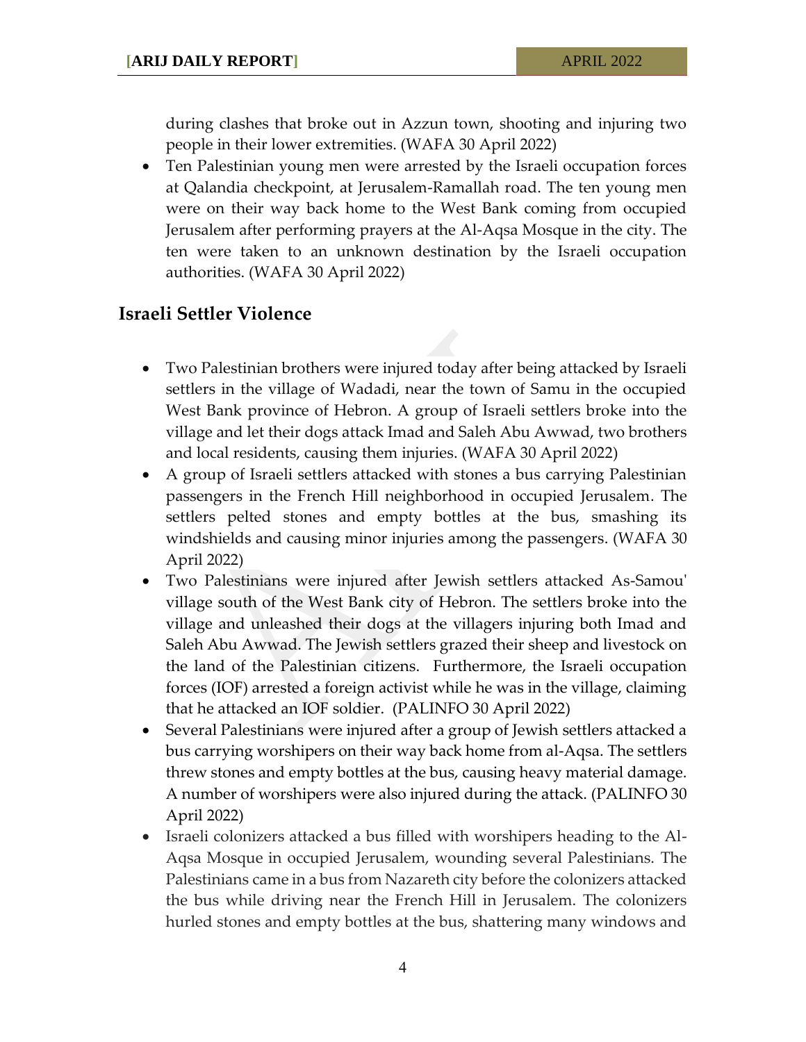during clashes that broke out in Azzun town, shooting and injuring two people in their lower extremities. (WAFA 30 April 2022)

- Ten Palestinian young men were arrested by the Israeli occupation forces at Qalandia checkpoint, at Jerusalem-Ramallah road. The ten young men were on their way back home to the West Bank coming from occupied Jerusalem after performing prayers at the Al-Aqsa Mosque in the city. The ten were taken to an unknown destination by the Israeli occupation authorities. (WAFA 30 April 2022)

## Israeli Settler Violence

- Two Palestinian brothers were injured today after being attacked by Israeli settlers in the village of Wadadi, near the town of Samu in the occupied West Bank province of Hebron. A group of Israeli settlers broke into the village and let their dogs attack Imad and Saleh Abu Awwad, two brothers and local residents, causing them injuries. (WAFA 30 April 2022)
- A group of Israeli settlers attacked with stones a bus carrying Palestinian passengers in the French Hill neighborhood in occupied Jerusalem. The settlers pelted stones and empty bottles at the bus, smashing its windshields and causing minor injuries among the passengers. (WAFA 30 April 2022)
- Two Palestinians were injured after Jewish settlers attacked As-Samou' village south of the West Bank city of Hebron. The settlers broke into the village and unleashed their dogs at the villagers injuring both Imad and Saleh Abu Awwad. The Jewish settlers grazed their sheep and livestock on the land of the Palestinian citizens. Furthermore, the Israeli occupation forces (IOF) arrested a foreign activist while he was in the village, claiming that he attacked an IOF soldier. (PALINFO 30 April 2022)
- Several Palestinians were injured after a group of Jewish settlers attacked a bus carrying worshipers on their way back home from al-Aqsa. The settlers threw stones and empty bottles at the bus, causing heavy material damage. A number of worshipers were also injured during the attack. (PALINFO 30 April 2022)
- Israeli colonizers attacked a bus filled with worshipers heading to the Al-Aqsa Mosque in occupied Jerusalem, wounding several Palestinians. The Palestinians came in a bus from Nazareth city before the colonizers attacked the bus while driving near the French Hill in Jerusalem. The colonizers hurled stones and empty bottles at the bus, shattering many windows and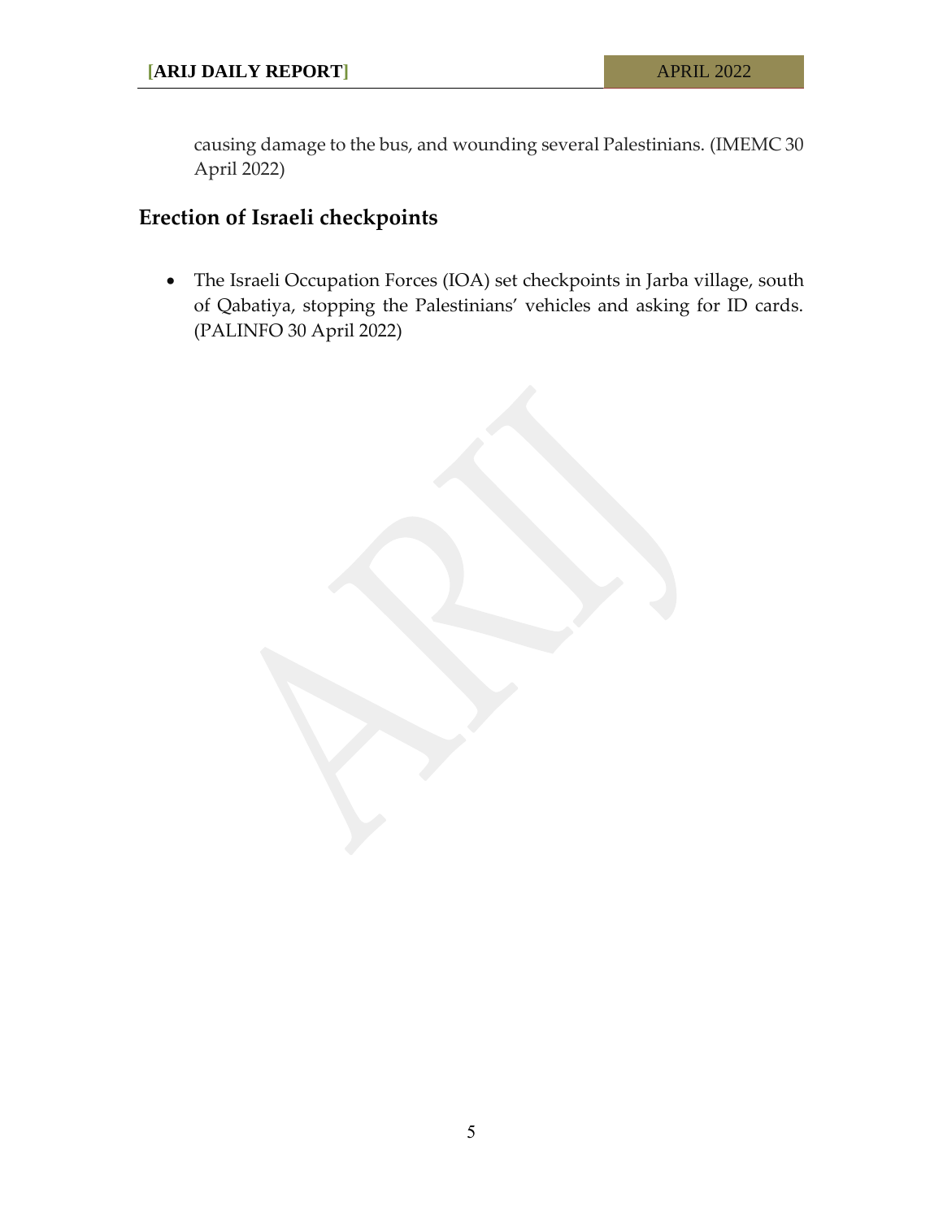causing damage to the bus, and wounding several Palestinians. (IMEMC 30 April 2022)

## Erection of Israeli checkpoints

- The Israeli Occupation Forces (IOA) set checkpoints in Jarba village, south of Qabatiya, stopping the Palestinians' vehicles and asking for ID cards. (PALINFO 30 April 2022)